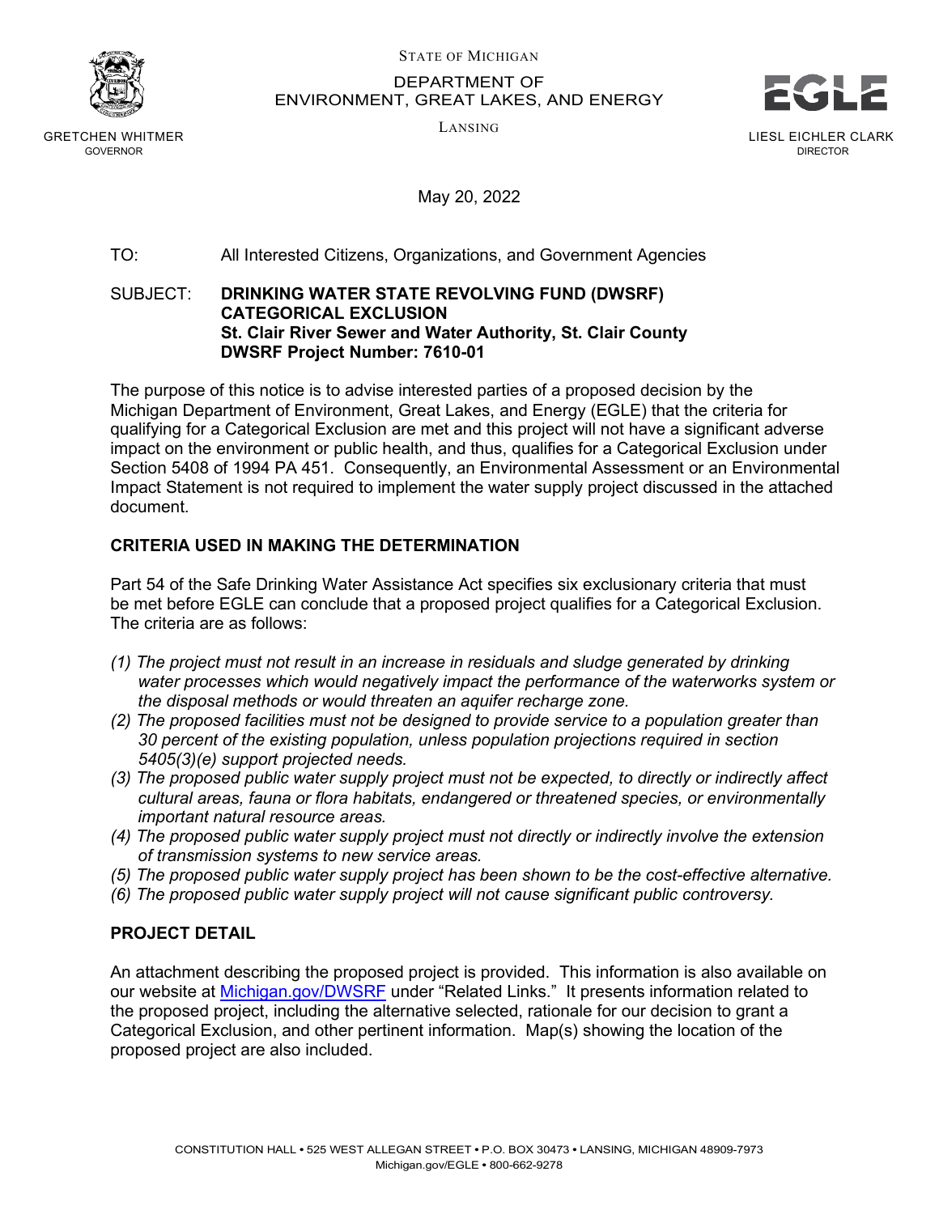STATE OF MICHIGAN

DEPARTMENT OF
ENVIRONMENT, GREAT LAKES, AND ENERGY

LANSING

GRETCHEN WHITMER
GOVERNOR

LIESL EICHLER CLARK
DIRECTOR

May 20, 2022

TO: All Interested Citizens, Organizations, and Government Agencies

SUBJECT: **DRINKING WATER STATE REVOLVING FUND (DWSRF) CATEGORICAL EXCLUSION**
**St. Clair River Sewer and Water Authority, St. Clair County**
**DWSRF Project Number: 7610-01**

The purpose of this notice is to advise interested parties of a proposed decision by the Michigan Department of Environment, Great Lakes, and Energy (EGLE) that the criteria for qualifying for a Categorical Exclusion are met and this project will not have a significant adverse impact on the environment or public health, and thus, qualifies for a Categorical Exclusion under Section 5408 of 1994 PA 451. Consequently, an Environmental Assessment or an Environmental Impact Statement is not required to implement the water supply project discussed in the attached document.

## CRITERIA USED IN MAKING THE DETERMINATION

Part 54 of the Safe Drinking Water Assistance Act specifies six exclusionary criteria that must be met before EGLE can conclude that a proposed project qualifies for a Categorical Exclusion. The criteria are as follows:

*(1) The project must not result in an increase in residuals and sludge generated by drinking water processes which would negatively impact the performance of the waterworks system or the disposal methods or would threaten an aquifer recharge zone.*
*(2) The proposed facilities must not be designed to provide service to a population greater than 30 percent of the existing population, unless population projections required in section 5405(3)(e) support projected needs.*
*(3) The proposed public water supply project must not be expected, to directly or indirectly affect cultural areas, fauna or flora habitats, endangered or threatened species, or environmentally important natural resource areas.*
*(4) The proposed public water supply project must not directly or indirectly involve the extension of transmission systems to new service areas.*
*(5) The proposed public water supply project has been shown to be the cost-effective alternative.*
*(6) The proposed public water supply project will not cause significant public controversy.*

## PROJECT DETAIL

An attachment describing the proposed project is provided. This information is also available on our website at Michigan.gov/DWSRF under "Related Links." It presents information related to the proposed project, including the alternative selected, rationale for our decision to grant a Categorical Exclusion, and other pertinent information. Map(s) showing the location of the proposed project are also included.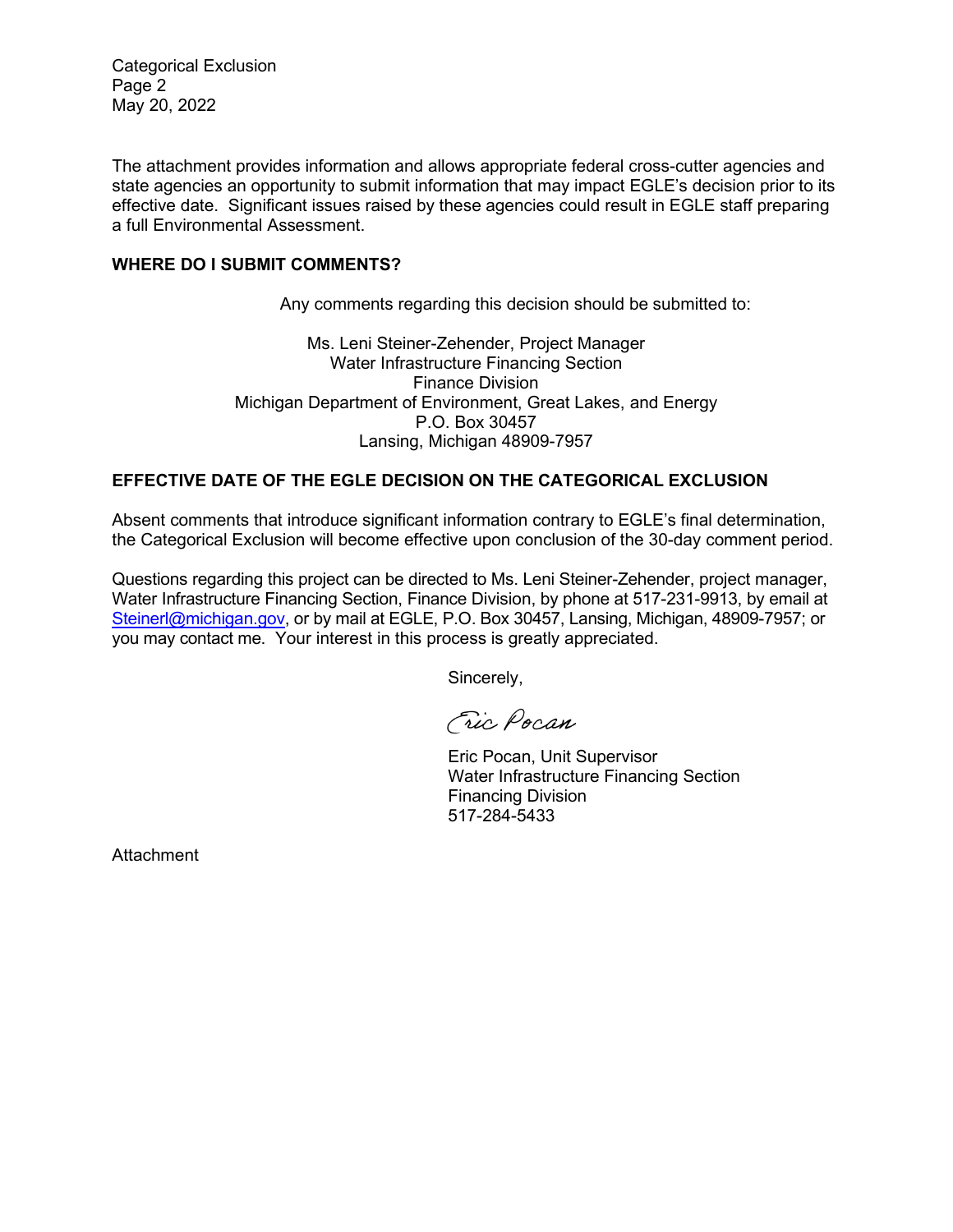The attachment provides information and allows appropriate federal cross-cutter agencies and state agencies an opportunity to submit information that may impact EGLE's decision prior to its effective date. Significant issues raised by these agencies could result in EGLE staff preparing a full Environmental Assessment.

**WHERE DO I SUBMIT COMMENTS?**

Any comments regarding this decision should be submitted to:

Ms. Leni Steiner-Zehender, Project Manager
Water Infrastructure Financing Section
Finance Division
Michigan Department of Environment, Great Lakes, and Energy
P.O. Box 30457
Lansing, Michigan 48909-7957

**EFFECTIVE DATE OF THE EGLE DECISION ON THE CATEGORICAL EXCLUSION**

Absent comments that introduce significant information contrary to EGLE's final determination, the Categorical Exclusion will become effective upon conclusion of the 30-day comment period.

Questions regarding this project can be directed to Ms. Leni Steiner-Zehender, project manager, Water Infrastructure Financing Section, Finance Division, by phone at 517-231-9913, by email at Steinerl@michigan.gov, or by mail at EGLE, P.O. Box 30457, Lansing, Michigan, 48909-7957; or you may contact me. Your interest in this process is greatly appreciated.

Sincerely,

Eric Pocan

Eric Pocan, Unit Supervisor
Water Infrastructure Financing Section
Financing Division
517-284-5433

Attachment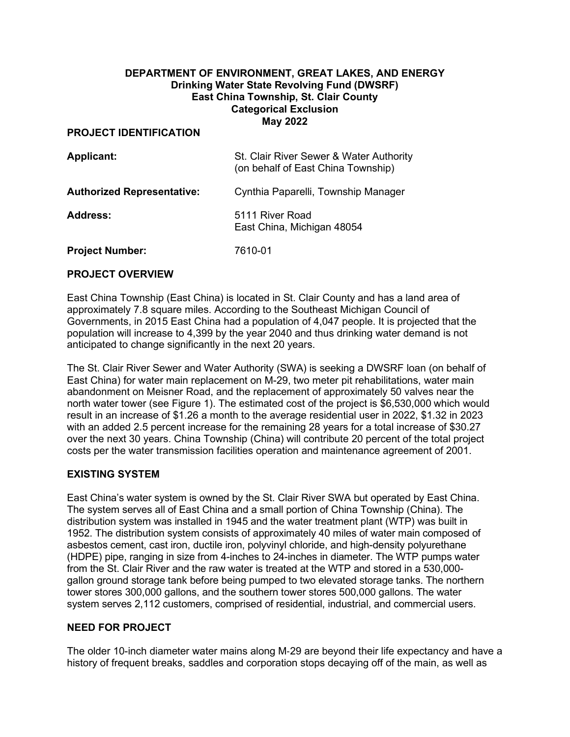**DEPARTMENT OF ENVIRONMENT, GREAT LAKES, AND ENERGY**
**Drinking Water State Revolving Fund (DWSRF)**
**East China Township, St. Clair County**
**Categorical Exclusion**
**May 2022**

## PROJECT IDENTIFICATION

| | |
|---|---|
| **Applicant:** | St. Clair River Sewer & Water Authority (on behalf of East China Township) |
| **Authorized Representative:** | Cynthia Paparelli, Township Manager |
| **Address:** | 5111 River Road East China, Michigan 48054 |
| **Project Number:** | 7610-01 |

## PROJECT OVERVIEW

East China Township (East China) is located in St. Clair County and has a land area of approximately 7.8 square miles. According to the Southeast Michigan Council of Governments, in 2015 East China had a population of 4,047 people. It is projected that the population will increase to 4,399 by the year 2040 and thus drinking water demand is not anticipated to change significantly in the next 20 years.

The St. Clair River Sewer and Water Authority (SWA) is seeking a DWSRF loan (on behalf of East China) for water main replacement on M-29, two meter pit rehabilitations, water main abandonment on Meisner Road, and the replacement of approximately 50 valves near the north water tower (see Figure 1). The estimated cost of the project is $6,530,000 which would result in an increase of $1.26 a month to the average residential user in 2022, $1.32 in 2023 with an added 2.5 percent increase for the remaining 28 years for a total increase of $30.27 over the next 30 years. China Township (China) will contribute 20 percent of the total project costs per the water transmission facilities operation and maintenance agreement of 2001.

## EXISTING SYSTEM

East China's water system is owned by the St. Clair River SWA but operated by East China. The system serves all of East China and a small portion of China Township (China). The distribution system was installed in 1945 and the water treatment plant (WTP) was built in 1952. The distribution system consists of approximately 40 miles of water main composed of asbestos cement, cast iron, ductile iron, polyvinyl chloride, and high-density polyurethane (HDPE) pipe, ranging in size from 4-inches to 24-inches in diameter. The WTP pumps water from the St. Clair River and the raw water is treated at the WTP and stored in a 530,000-gallon ground storage tank before being pumped to two elevated storage tanks. The northern tower stores 300,000 gallons, and the southern tower stores 500,000 gallons. The water system serves 2,112 customers, comprised of residential, industrial, and commercial users.

## NEED FOR PROJECT

The older 10-inch diameter water mains along M-29 are beyond their life expectancy and have a history of frequent breaks, saddles and corporation stops decaying off of the main, as well as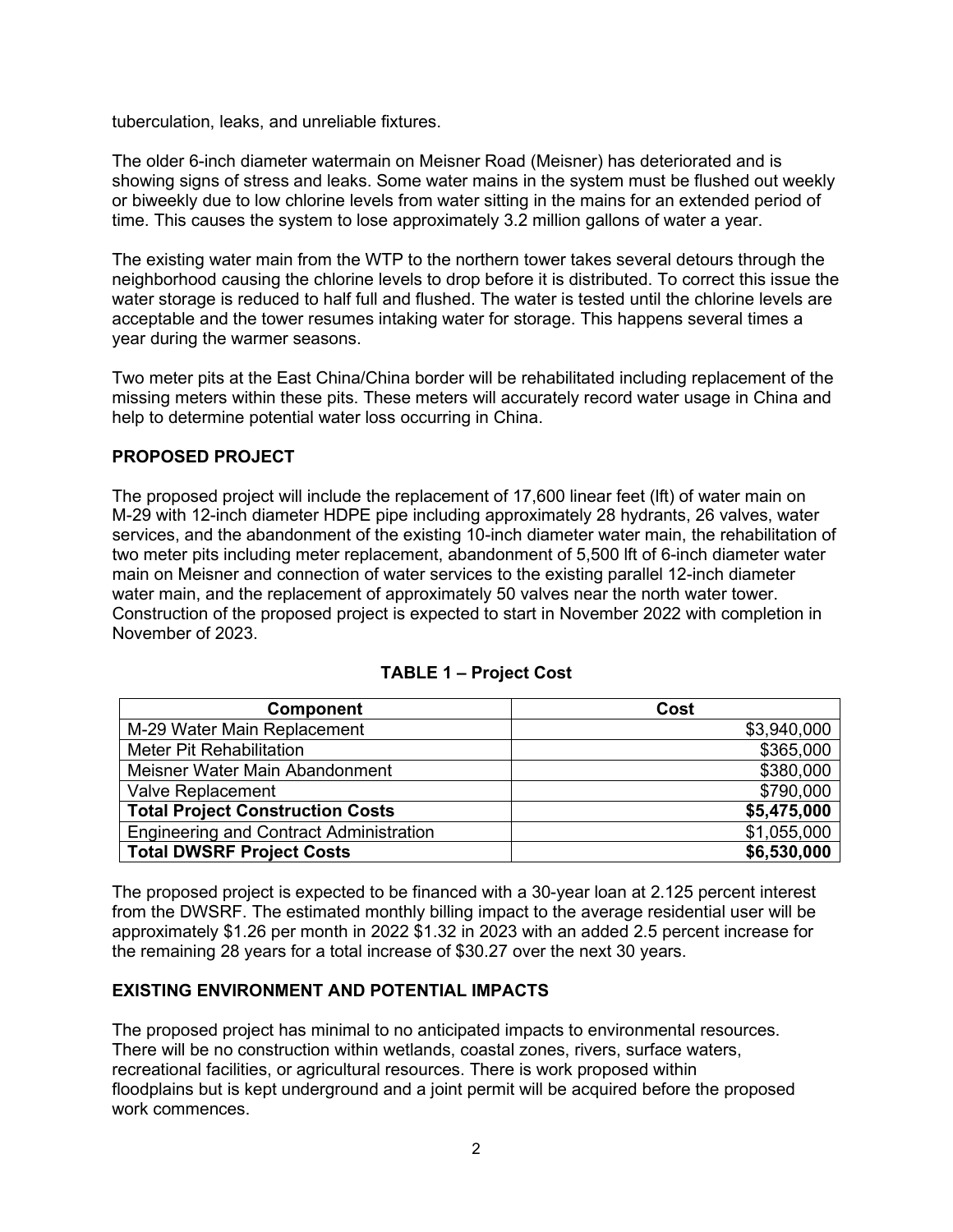tuberculation, leaks, and unreliable fixtures.

The older 6-inch diameter watermain on Meisner Road (Meisner) has deteriorated and is showing signs of stress and leaks. Some water mains in the system must be flushed out weekly or biweekly due to low chlorine levels from water sitting in the mains for an extended period of time. This causes the system to lose approximately 3.2 million gallons of water a year.

The existing water main from the WTP to the northern tower takes several detours through the neighborhood causing the chlorine levels to drop before it is distributed. To correct this issue the water storage is reduced to half full and flushed. The water is tested until the chlorine levels are acceptable and the tower resumes intaking water for storage. This happens several times a year during the warmer seasons.

Two meter pits at the East China/China border will be rehabilitated including replacement of the missing meters within these pits. These meters will accurately record water usage in China and help to determine potential water loss occurring in China.

## PROPOSED PROJECT

The proposed project will include the replacement of 17,600 linear feet (lft) of water main on M-29 with 12-inch diameter HDPE pipe including approximately 28 hydrants, 26 valves, water services, and the abandonment of the existing 10-inch diameter water main, the rehabilitation of two meter pits including meter replacement, abandonment of 5,500 lft of 6-inch diameter water main on Meisner and connection of water services to the existing parallel 12-inch diameter water main, and the replacement of approximately 50 valves near the north water tower. Construction of the proposed project is expected to start in November 2022 with completion in November of 2023.

**TABLE 1 – Project Cost**

| Component | Cost |
|---|---:|
| M-29 Water Main Replacement | $3,940,000 |
| Meter Pit Rehabilitation | $365,000 |
| Meisner Water Main Abandonment | $380,000 |
| Valve Replacement | $790,000 |
| **Total Project Construction Costs** | **$5,475,000** |
| Engineering and Contract Administration | $1,055,000 |
| **Total DWSRF Project Costs** | **$6,530,000** |

The proposed project is expected to be financed with a 30-year loan at 2.125 percent interest from the DWSRF. The estimated monthly billing impact to the average residential user will be approximately $1.26 per month in 2022 $1.32 in 2023 with an added 2.5 percent increase for the remaining 28 years for a total increase of $30.27 over the next 30 years.

## EXISTING ENVIRONMENT AND POTENTIAL IMPACTS

The proposed project has minimal to no anticipated impacts to environmental resources. There will be no construction within wetlands, coastal zones, rivers, surface waters, recreational facilities, or agricultural resources. There is work proposed within floodplains but is kept underground and a joint permit will be acquired before the proposed work commences.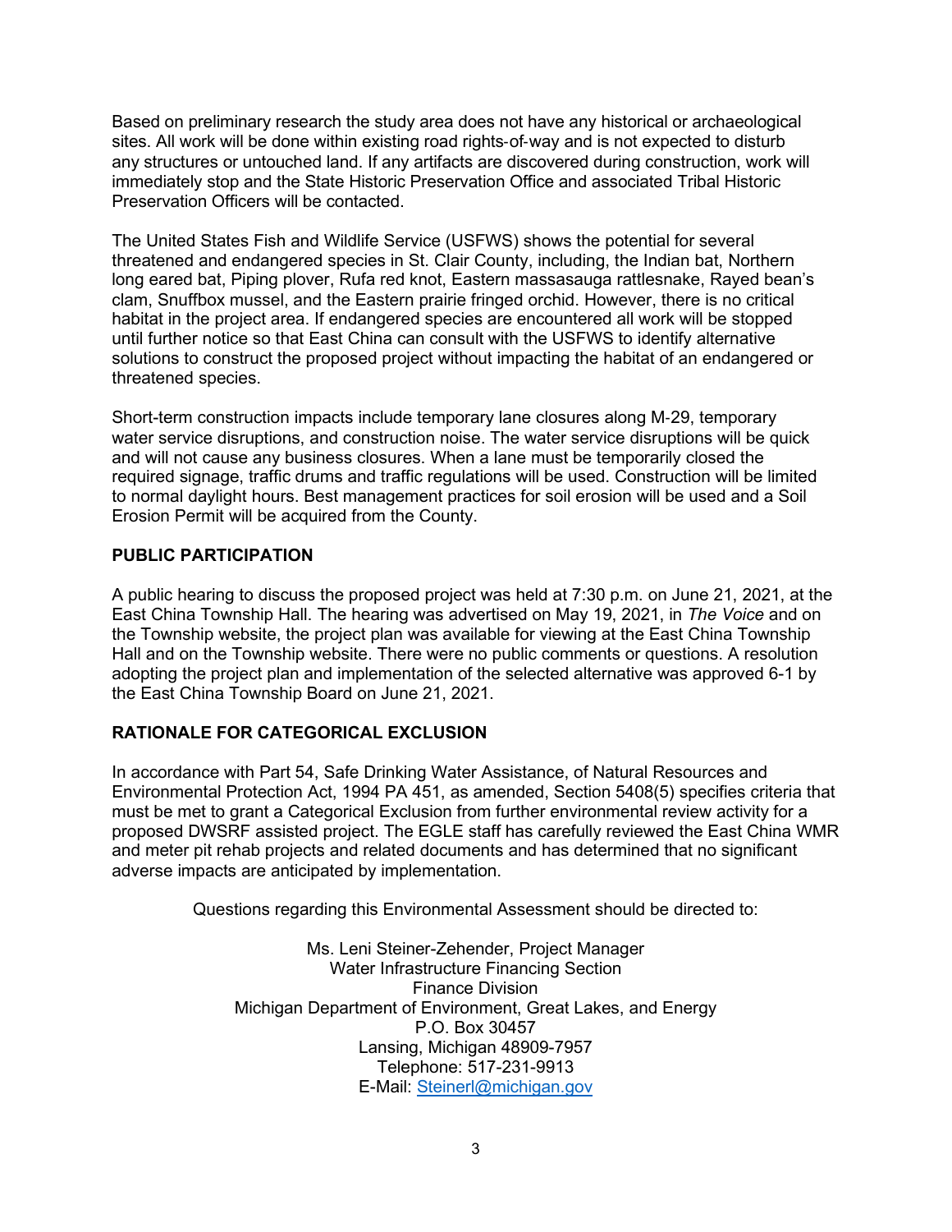Based on preliminary research the study area does not have any historical or archaeological sites. All work will be done within existing road rights-of-way and is not expected to disturb any structures or untouched land. If any artifacts are discovered during construction, work will immediately stop and the State Historic Preservation Office and associated Tribal Historic Preservation Officers will be contacted.

The United States Fish and Wildlife Service (USFWS) shows the potential for several threatened and endangered species in St. Clair County, including, the Indian bat, Northern long eared bat, Piping plover, Rufa red knot, Eastern massasauga rattlesnake, Rayed bean's clam, Snuffbox mussel, and the Eastern prairie fringed orchid. However, there is no critical habitat in the project area. If endangered species are encountered all work will be stopped until further notice so that East China can consult with the USFWS to identify alternative solutions to construct the proposed project without impacting the habitat of an endangered or threatened species.

Short-term construction impacts include temporary lane closures along M-29, temporary water service disruptions, and construction noise. The water service disruptions will be quick and will not cause any business closures. When a lane must be temporarily closed the required signage, traffic drums and traffic regulations will be used. Construction will be limited to normal daylight hours. Best management practices for soil erosion will be used and a Soil Erosion Permit will be acquired from the County.

## PUBLIC PARTICIPATION

A public hearing to discuss the proposed project was held at 7:30 p.m. on June 21, 2021, at the East China Township Hall. The hearing was advertised on May 19, 2021, in *The Voice* and on the Township website, the project plan was available for viewing at the East China Township Hall and on the Township website. There were no public comments or questions. A resolution adopting the project plan and implementation of the selected alternative was approved 6-1 by the East China Township Board on June 21, 2021.

## RATIONALE FOR CATEGORICAL EXCLUSION

In accordance with Part 54, Safe Drinking Water Assistance, of Natural Resources and Environmental Protection Act, 1994 PA 451, as amended, Section 5408(5) specifies criteria that must be met to grant a Categorical Exclusion from further environmental review activity for a proposed DWSRF assisted project. The EGLE staff has carefully reviewed the East China WMR and meter pit rehab projects and related documents and has determined that no significant adverse impacts are anticipated by implementation.

Questions regarding this Environmental Assessment should be directed to:

Ms. Leni Steiner-Zehender, Project Manager
Water Infrastructure Financing Section
Finance Division
Michigan Department of Environment, Great Lakes, and Energy
P.O. Box 30457
Lansing, Michigan 48909-7957
Telephone: 517-231-9913
E-Mail: Steinerl@michigan.gov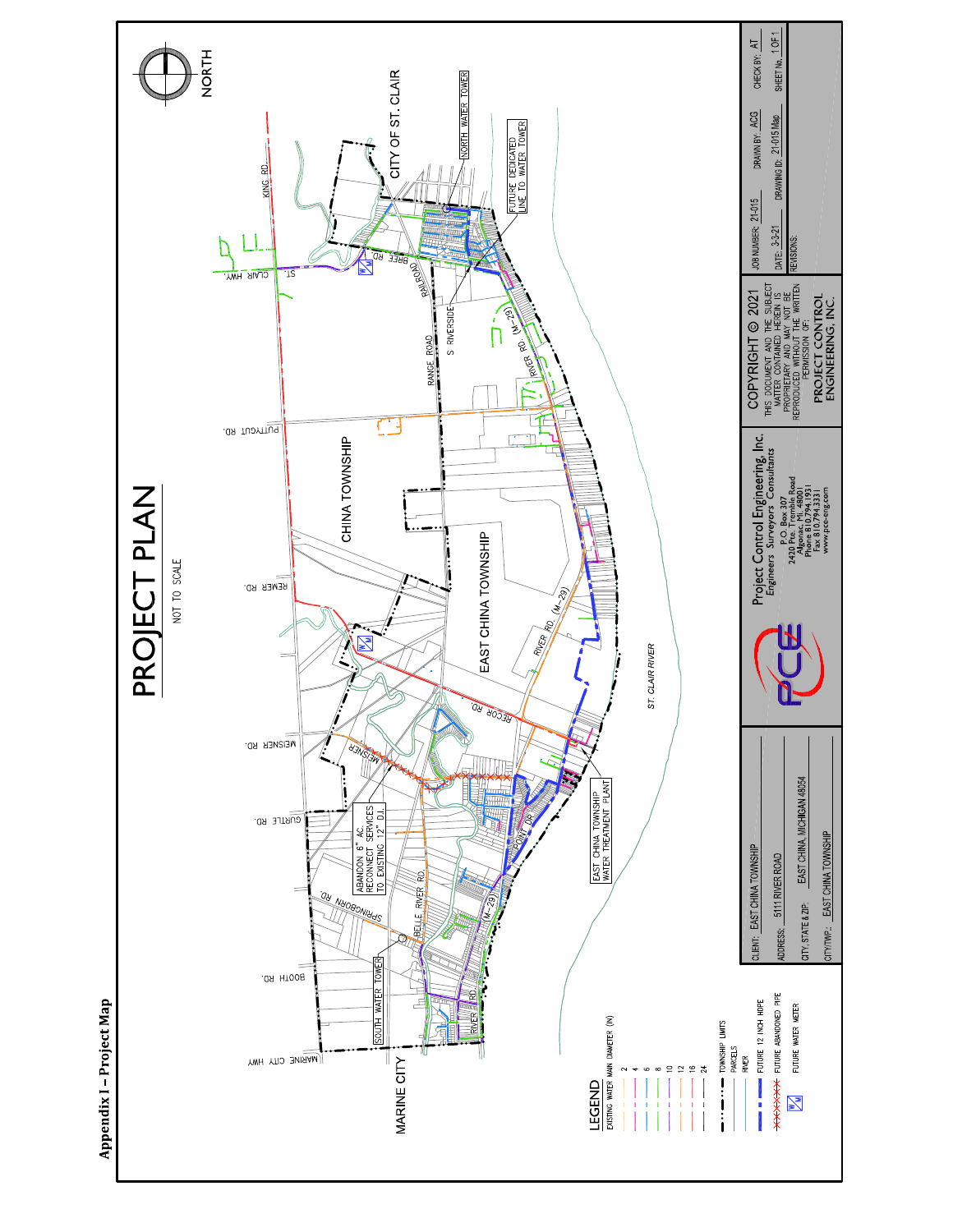**Appendix I – Project Map**

# PROJECT PLAN

NOT TO SCALE

NORTH

KING RD.
CITY OF ST. CLAIR
NORTH WATER TOWER
FUTURE DEDICATED LINE TO WATER TOWER
ST. CLAIR HWY.
BREE RD.
RAILROAD
S RIVERSIDE
RANGE ROAD
RIVER RD. (M-29)
PUTTYGUT RD.
CHINA TOWNSHIP
EAST CHINA TOWNSHIP
REMER RD.
RIVER RD. (M-29)
ST. CLAIR RIVER
RECOR RD.
MEISNER RD.
MEISNER
GURTLE RD.
ABANDON 6" AC. RECONNECT SERVICES TO EXISTING 12" D.I.
EAST CHINA TOWNSHIP WATER TREATMENT PLANT
POINT DR.
SPRINGBORN RD.
BELLE RIVER RD.
(M-29)
BOOTH RD.
SOUTH WATER TOWER
RIVER RD.
MARINE CITY HWY
MARINE CITY

**LEGEND**

EXISTING WATER MAIN DIAMETER (IN)
2
4
6
8
10
12
16
24
TOWNSHIP LIMITS
PARCELS
RIVER
FUTURE 12 INCH HDPE
FUTURE ABANDONED PIPE
FUTURE WATER METER

CLIENT: EAST CHINA TOWNSHIP
ADDRESS: 5111 RIVER ROAD
CITY, STATE & ZIP: EAST CHINA, MICHIGAN 48054
CITY/TWP.: EAST CHINA TOWNSHIP

Project Control Engineering, Inc.
Engineers Surveyors Consultants
P.O. Box 307
2420 Pte. Tremble Road
Algonac, MI. 48001
Phone 810.794.1931
Fax 810.794.3331
www.pce-eng.com

COPYRIGHT © 2021
THIS DOCUMENT AND THE SUBJECT MATTER CONTAINED HEREIN IS PROPRIETARY AND MAY NOT BE REPRODUCED WITHOUT THE WRITTEN PERMISSION OF:
PROJECT CONTROL ENGINEERING, INC.

JOB NUMBER: 21-015
DRAWN BY: ACG
CHECK BY: AT
DATE: 3-3-21
DRAWING ID: 21-015 Map
SHEET No. 1 OF 1
REVISIONS: